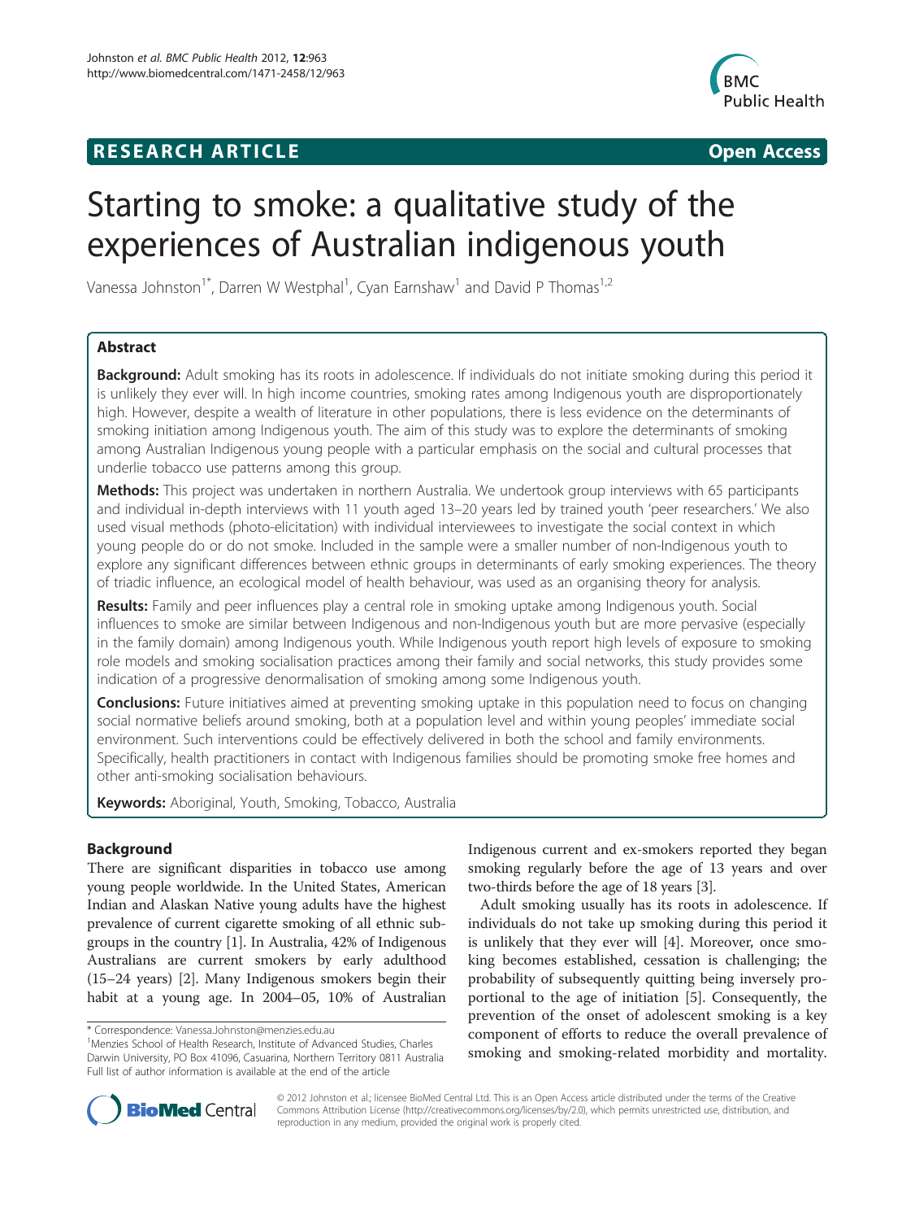**RESEARCH ARTICLE** **Open Access**

# Starting to smoke: a qualitative study of the experiences of Australian indigenous youth

Vanessa Johnston[1*], Darren W Westphal[1], Cyan Earnshaw[1] and David P Thomas[1,2]

## Abstract

**Background:** Adult smoking has its roots in adolescence. If individuals do not initiate smoking during this period it is unlikely they ever will. In high income countries, smoking rates among Indigenous youth are disproportionately high. However, despite a wealth of literature in other populations, there is less evidence on the determinants of smoking initiation among Indigenous youth. The aim of this study was to explore the determinants of smoking among Australian Indigenous young people with a particular emphasis on the social and cultural processes that underlie tobacco use patterns among this group.

**Methods:** This project was undertaken in northern Australia. We undertook group interviews with 65 participants and individual in-depth interviews with 11 youth aged 13–20 years led by trained youth 'peer researchers.' We also used visual methods (photo-elicitation) with individual interviewees to investigate the social context in which young people do or do not smoke. Included in the sample were a smaller number of non-Indigenous youth to explore any significant differences between ethnic groups in determinants of early smoking experiences. The theory of triadic influence, an ecological model of health behaviour, was used as an organising theory for analysis.

**Results:** Family and peer influences play a central role in smoking uptake among Indigenous youth. Social influences to smoke are similar between Indigenous and non-Indigenous youth but are more pervasive (especially in the family domain) among Indigenous youth. While Indigenous youth report high levels of exposure to smoking role models and smoking socialisation practices among their family and social networks, this study provides some indication of a progressive denormalisation of smoking among some Indigenous youth.

**Conclusions:** Future initiatives aimed at preventing smoking uptake in this population need to focus on changing social normative beliefs around smoking, both at a population level and within young peoples' immediate social environment. Such interventions could be effectively delivered in both the school and family environments. Specifically, health practitioners in contact with Indigenous families should be promoting smoke free homes and other anti-smoking socialisation behaviours.

**Keywords:** Aboriginal, Youth, Smoking, Tobacco, Australia

## Background

There are significant disparities in tobacco use among young people worldwide. In the United States, American Indian and Alaskan Native young adults have the highest prevalence of current cigarette smoking of all ethnic subgroups in the country [1]. In Australia, 42% of Indigenous Australians are current smokers by early adulthood (15–24 years) [2]. Many Indigenous smokers begin their habit at a young age. In 2004–05, 10% of Australian Indigenous current and ex-smokers reported they began smoking regularly before the age of 13 years and over two-thirds before the age of 18 years [3].

Adult smoking usually has its roots in adolescence. If individuals do not take up smoking during this period it is unlikely that they ever will [4]. Moreover, once smoking becomes established, cessation is challenging; the probability of subsequently quitting being inversely proportional to the age of initiation [5]. Consequently, the prevention of the onset of adolescent smoking is a key component of efforts to reduce the overall prevalence of smoking and smoking-related morbidity and mortality.

* Correspondence: Vanessa.Johnston@menzies.edu.au

[1]Menzies School of Health Research, Institute of Advanced Studies, Charles Darwin University, PO Box 41096, Casuarina, Northern Territory 0811 Australia

Full list of author information is available at the end of the article

© 2012 Johnston et al.; licensee BioMed Central Ltd. This is an Open Access article distributed under the terms of the Creative Commons Attribution License (http://creativecommons.org/licenses/by/2.0), which permits unrestricted use, distribution, and reproduction in any medium, provided the original work is properly cited.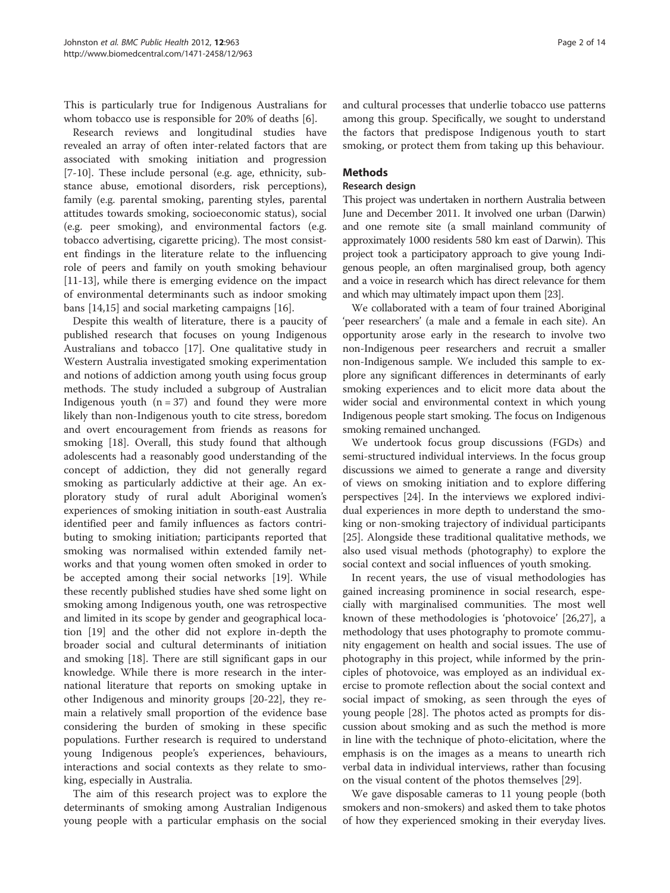This is particularly true for Indigenous Australians for whom tobacco use is responsible for 20% of deaths [6].

Research reviews and longitudinal studies have revealed an array of often inter-related factors that are associated with smoking initiation and progression [7-10]. These include personal (e.g. age, ethnicity, substance abuse, emotional disorders, risk perceptions), family (e.g. parental smoking, parenting styles, parental attitudes towards smoking, socioeconomic status), social (e.g. peer smoking), and environmental factors (e.g. tobacco advertising, cigarette pricing). The most consistent findings in the literature relate to the influencing role of peers and family on youth smoking behaviour [11-13], while there is emerging evidence on the impact of environmental determinants such as indoor smoking bans [14,15] and social marketing campaigns [16].

Despite this wealth of literature, there is a paucity of published research that focuses on young Indigenous Australians and tobacco [17]. One qualitative study in Western Australia investigated smoking experimentation and notions of addiction among youth using focus group methods. The study included a subgroup of Australian Indigenous youth (n = 37) and found they were more likely than non-Indigenous youth to cite stress, boredom and overt encouragement from friends as reasons for smoking [18]. Overall, this study found that although adolescents had a reasonably good understanding of the concept of addiction, they did not generally regard smoking as particularly addictive at their age. An exploratory study of rural adult Aboriginal women's experiences of smoking initiation in south-east Australia identified peer and family influences as factors contributing to smoking initiation; participants reported that smoking was normalised within extended family networks and that young women often smoked in order to be accepted among their social networks [19]. While these recently published studies have shed some light on smoking among Indigenous youth, one was retrospective and limited in its scope by gender and geographical location [19] and the other did not explore in-depth the broader social and cultural determinants of initiation and smoking [18]. There are still significant gaps in our knowledge. While there is more research in the international literature that reports on smoking uptake in other Indigenous and minority groups [20-22], they remain a relatively small proportion of the evidence base considering the burden of smoking in these specific populations. Further research is required to understand young Indigenous people's experiences, behaviours, interactions and social contexts as they relate to smoking, especially in Australia.

The aim of this research project was to explore the determinants of smoking among Australian Indigenous young people with a particular emphasis on the social and cultural processes that underlie tobacco use patterns among this group. Specifically, we sought to understand the factors that predispose Indigenous youth to start smoking, or protect them from taking up this behaviour.

## Methods

### Research design

This project was undertaken in northern Australia between June and December 2011. It involved one urban (Darwin) and one remote site (a small mainland community of approximately 1000 residents 580 km east of Darwin). This project took a participatory approach to give young Indigenous people, an often marginalised group, both agency and a voice in research which has direct relevance for them and which may ultimately impact upon them [23].

We collaborated with a team of four trained Aboriginal 'peer researchers' (a male and a female in each site). An opportunity arose early in the research to involve two non-Indigenous peer researchers and recruit a smaller non-Indigenous sample. We included this sample to explore any significant differences in determinants of early smoking experiences and to elicit more data about the wider social and environmental context in which young Indigenous people start smoking. The focus on Indigenous smoking remained unchanged.

We undertook focus group discussions (FGDs) and semi-structured individual interviews. In the focus group discussions we aimed to generate a range and diversity of views on smoking initiation and to explore differing perspectives [24]. In the interviews we explored individual experiences in more depth to understand the smoking or non-smoking trajectory of individual participants [25]. Alongside these traditional qualitative methods, we also used visual methods (photography) to explore the social context and social influences of youth smoking.

In recent years, the use of visual methodologies has gained increasing prominence in social research, especially with marginalised communities. The most well known of these methodologies is 'photovoice' [26,27], a methodology that uses photography to promote community engagement on health and social issues. The use of photography in this project, while informed by the principles of photovoice, was employed as an individual exercise to promote reflection about the social context and social impact of smoking, as seen through the eyes of young people [28]. The photos acted as prompts for discussion about smoking and as such the method is more in line with the technique of photo-elicitation, where the emphasis is on the images as a means to unearth rich verbal data in individual interviews, rather than focusing on the visual content of the photos themselves [29].

We gave disposable cameras to 11 young people (both smokers and non-smokers) and asked them to take photos of how they experienced smoking in their everyday lives.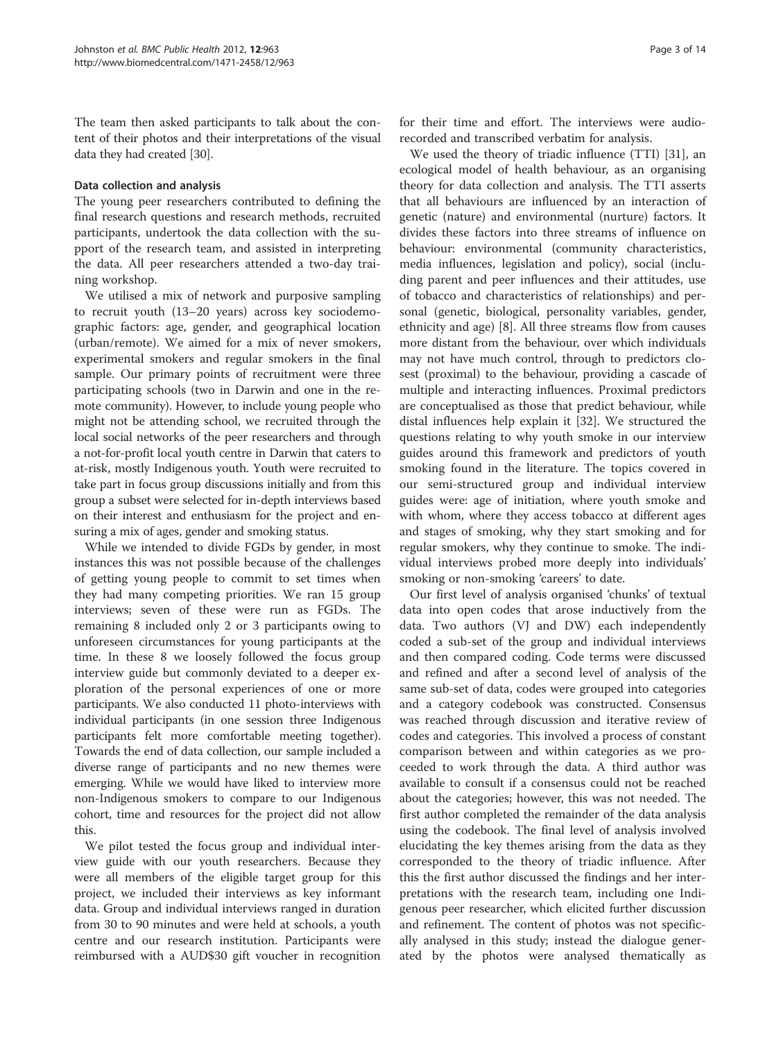The team then asked participants to talk about the content of their photos and their interpretations of the visual data they had created [30].

### Data collection and analysis

The young peer researchers contributed to defining the final research questions and research methods, recruited participants, undertook the data collection with the support of the research team, and assisted in interpreting the data. All peer researchers attended a two-day training workshop.

We utilised a mix of network and purposive sampling to recruit youth (13–20 years) across key sociodemographic factors: age, gender, and geographical location (urban/remote). We aimed for a mix of never smokers, experimental smokers and regular smokers in the final sample. Our primary points of recruitment were three participating schools (two in Darwin and one in the remote community). However, to include young people who might not be attending school, we recruited through the local social networks of the peer researchers and through a not-for-profit local youth centre in Darwin that caters to at-risk, mostly Indigenous youth. Youth were recruited to take part in focus group discussions initially and from this group a subset were selected for in-depth interviews based on their interest and enthusiasm for the project and ensuring a mix of ages, gender and smoking status.

While we intended to divide FGDs by gender, in most instances this was not possible because of the challenges of getting young people to commit to set times when they had many competing priorities. We ran 15 group interviews; seven of these were run as FGDs. The remaining 8 included only 2 or 3 participants owing to unforeseen circumstances for young participants at the time. In these 8 we loosely followed the focus group interview guide but commonly deviated to a deeper exploration of the personal experiences of one or more participants. We also conducted 11 photo-interviews with individual participants (in one session three Indigenous participants felt more comfortable meeting together). Towards the end of data collection, our sample included a diverse range of participants and no new themes were emerging. While we would have liked to interview more non-Indigenous smokers to compare to our Indigenous cohort, time and resources for the project did not allow this.

We pilot tested the focus group and individual interview guide with our youth researchers. Because they were all members of the eligible target group for this project, we included their interviews as key informant data. Group and individual interviews ranged in duration from 30 to 90 minutes and were held at schools, a youth centre and our research institution. Participants were reimbursed with a AUD$30 gift voucher in recognition for their time and effort. The interviews were audio-recorded and transcribed verbatim for analysis.

We used the theory of triadic influence (TTI) [31], an ecological model of health behaviour, as an organising theory for data collection and analysis. The TTI asserts that all behaviours are influenced by an interaction of genetic (nature) and environmental (nurture) factors. It divides these factors into three streams of influence on behaviour: environmental (community characteristics, media influences, legislation and policy), social (including parent and peer influences and their attitudes, use of tobacco and characteristics of relationships) and personal (genetic, biological, personality variables, gender, ethnicity and age) [8]. All three streams flow from causes more distant from the behaviour, over which individuals may not have much control, through to predictors closest (proximal) to the behaviour, providing a cascade of multiple and interacting influences. Proximal predictors are conceptualised as those that predict behaviour, while distal influences help explain it [32]. We structured the questions relating to why youth smoke in our interview guides around this framework and predictors of youth smoking found in the literature. The topics covered in our semi-structured group and individual interview guides were: age of initiation, where youth smoke and with whom, where they access tobacco at different ages and stages of smoking, why they start smoking and for regular smokers, why they continue to smoke. The individual interviews probed more deeply into individuals' smoking or non-smoking 'careers' to date.

Our first level of analysis organised 'chunks' of textual data into open codes that arose inductively from the data. Two authors (VJ and DW) each independently coded a sub-set of the group and individual interviews and then compared coding. Code terms were discussed and refined and after a second level of analysis of the same sub-set of data, codes were grouped into categories and a category codebook was constructed. Consensus was reached through discussion and iterative review of codes and categories. This involved a process of constant comparison between and within categories as we proceeded to work through the data. A third author was available to consult if a consensus could not be reached about the categories; however, this was not needed. The first author completed the remainder of the data analysis using the codebook. The final level of analysis involved elucidating the key themes arising from the data as they corresponded to the theory of triadic influence. After this the first author discussed the findings and her interpretations with the research team, including one Indigenous peer researcher, which elicited further discussion and refinement. The content of photos was not specifically analysed in this study; instead the dialogue generated by the photos were analysed thematically as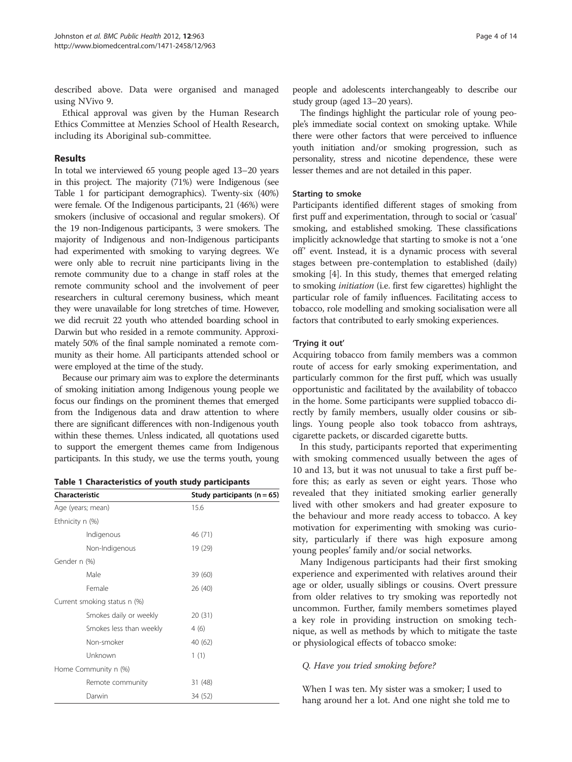described above. Data were organised and managed using NVivo 9.

Ethical approval was given by the Human Research Ethics Committee at Menzies School of Health Research, including its Aboriginal sub-committee.

## Results

In total we interviewed 65 young people aged 13–20 years in this project. The majority (71%) were Indigenous (see Table 1 for participant demographics). Twenty-six (40%) were female. Of the Indigenous participants, 21 (46%) were smokers (inclusive of occasional and regular smokers). Of the 19 non-Indigenous participants, 3 were smokers. The majority of Indigenous and non-Indigenous participants had experimented with smoking to varying degrees. We were only able to recruit nine participants living in the remote community due to a change in staff roles at the remote community school and the involvement of peer researchers in cultural ceremony business, which meant they were unavailable for long stretches of time. However, we did recruit 22 youth who attended boarding school in Darwin but who resided in a remote community. Approximately 50% of the final sample nominated a remote community as their home. All participants attended school or were employed at the time of the study.

Because our primary aim was to explore the determinants of smoking initiation among Indigenous young people we focus our findings on the prominent themes that emerged from the Indigenous data and draw attention to where there are significant differences with non-Indigenous youth within these themes. Unless indicated, all quotations used to support the emergent themes came from Indigenous participants. In this study, we use the terms youth, young people and adolescents interchangeably to describe our study group (aged 13–20 years).

**Table 1 Characteristics of youth study participants**

| Characteristic | Study participants (n = 65) |
|---|---|
| Age (years; mean) | 15.6 |
| Ethnicity n (%) | |
| Indigenous | 46 (71) |
| Non-Indigenous | 19 (29) |
| Gender n (%) | |
| Male | 39 (60) |
| Female | 26 (40) |
| Current smoking status n (%) | |
| Smokes daily or weekly | 20 (31) |
| Smokes less than weekly | 4 (6) |
| Non-smoker | 40 (62) |
| Unknown | 1 (1) |
| Home Community n (%) | |
| Remote community | 31 (48) |
| Darwin | 34 (52) |

The findings highlight the particular role of young people's immediate social context on smoking uptake. While there were other factors that were perceived to influence youth initiation and/or smoking progression, such as personality, stress and nicotine dependence, these were lesser themes and are not detailed in this paper.

### Starting to smoke

Participants identified different stages of smoking from first puff and experimentation, through to social or 'casual' smoking, and established smoking. These classifications implicitly acknowledge that starting to smoke is not a 'one off' event. Instead, it is a dynamic process with several stages between pre-contemplation to established (daily) smoking [4]. In this study, themes that emerged relating to smoking *initiation* (i.e. first few cigarettes) highlight the particular role of family influences. Facilitating access to tobacco, role modelling and smoking socialisation were all factors that contributed to early smoking experiences.

### 'Trying it out'

Acquiring tobacco from family members was a common route of access for early smoking experimentation, and particularly common for the first puff, which was usually opportunistic and facilitated by the availability of tobacco in the home. Some participants were supplied tobacco directly by family members, usually older cousins or siblings. Young people also took tobacco from ashtrays, cigarette packets, or discarded cigarette butts.

In this study, participants reported that experimenting with smoking commenced usually between the ages of 10 and 13, but it was not unusual to take a first puff before this; as early as seven or eight years. Those who revealed that they initiated smoking earlier generally lived with other smokers and had greater exposure to the behaviour and more ready access to tobacco. A key motivation for experimenting with smoking was curiosity, particularly if there was high exposure among young peoples' family and/or social networks.

Many Indigenous participants had their first smoking experience and experimented with relatives around their age or older, usually siblings or cousins. Overt pressure from older relatives to try smoking was reportedly not uncommon. Further, family members sometimes played a key role in providing instruction on smoking technique, as well as methods by which to mitigate the taste or physiological effects of tobacco smoke:

*Q. Have you tried smoking before?*

> When I was ten. My sister was a smoker; I used to hang around her a lot. And one night she told me to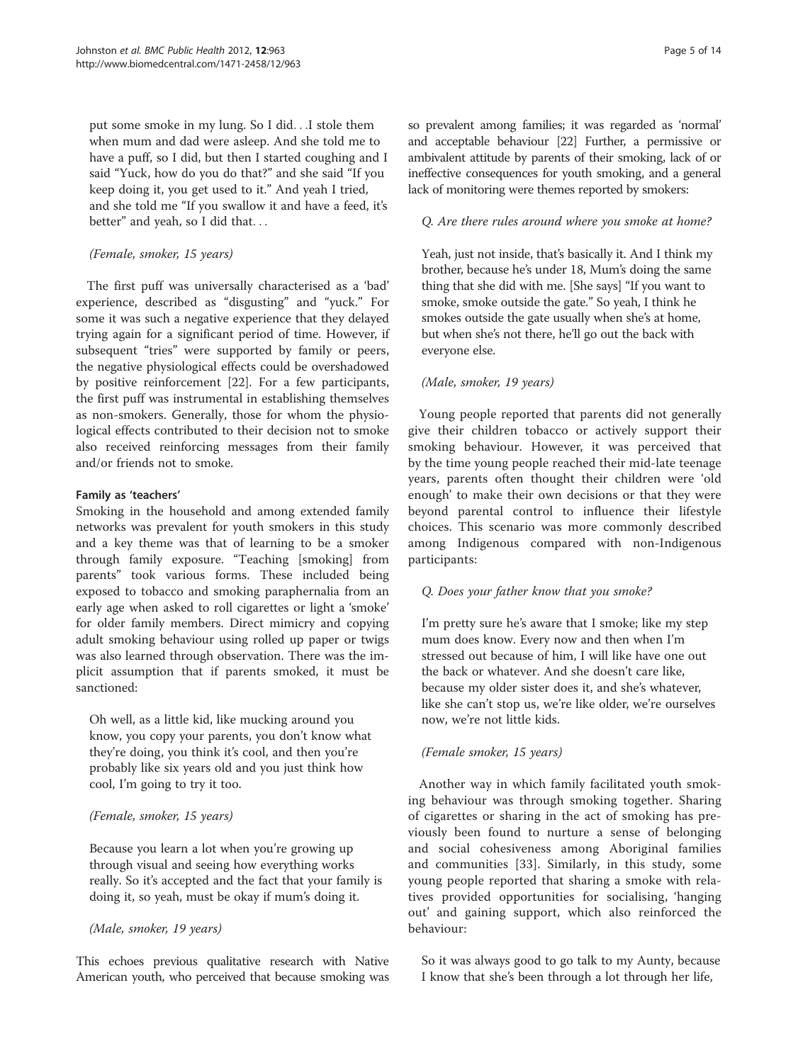put some smoke in my lung. So I did. . .I stole them when mum and dad were asleep. And she told me to have a puff, so I did, but then I started coughing and I said "Yuck, how do you do that?" and she said "If you keep doing it, you get used to it." And yeah I tried, and she told me "If you swallow it and have a feed, it's better" and yeah, so I did that. . .

*(Female, smoker, 15 years)*

The first puff was universally characterised as a 'bad' experience, described as "disgusting" and "yuck." For some it was such a negative experience that they delayed trying again for a significant period of time. However, if subsequent "tries" were supported by family or peers, the negative physiological effects could be overshadowed by positive reinforcement [22]. For a few participants, the first puff was instrumental in establishing themselves as non-smokers. Generally, those for whom the physiological effects contributed to their decision not to smoke also received reinforcing messages from their family and/or friends not to smoke.

#### Family as 'teachers'

Smoking in the household and among extended family networks was prevalent for youth smokers in this study and a key theme was that of learning to be a smoker through family exposure. "Teaching [smoking] from parents" took various forms. These included being exposed to tobacco and smoking paraphernalia from an early age when asked to roll cigarettes or light a 'smoke' for older family members. Direct mimicry and copying adult smoking behaviour using rolled up paper or twigs was also learned through observation. There was the implicit assumption that if parents smoked, it must be sanctioned:

Oh well, as a little kid, like mucking around you know, you copy your parents, you don't know what they're doing, you think it's cool, and then you're probably like six years old and you just think how cool, I'm going to try it too.

*(Female, smoker, 15 years)*

Because you learn a lot when you're growing up through visual and seeing how everything works really. So it's accepted and the fact that your family is doing it, so yeah, must be okay if mum's doing it.

*(Male, smoker, 19 years)*

This echoes previous qualitative research with Native American youth, who perceived that because smoking was so prevalent among families; it was regarded as 'normal' and acceptable behaviour [22] Further, a permissive or ambivalent attitude by parents of their smoking, lack of or ineffective consequences for youth smoking, and a general lack of monitoring were themes reported by smokers:

*Q. Are there rules around where you smoke at home?*

Yeah, just not inside, that's basically it. And I think my brother, because he's under 18, Mum's doing the same thing that she did with me. [She says] "If you want to smoke, smoke outside the gate." So yeah, I think he smokes outside the gate usually when she's at home, but when she's not there, he'll go out the back with everyone else.

*(Male, smoker, 19 years)*

Young people reported that parents did not generally give their children tobacco or actively support their smoking behaviour. However, it was perceived that by the time young people reached their mid-late teenage years, parents often thought their children were 'old enough' to make their own decisions or that they were beyond parental control to influence their lifestyle choices. This scenario was more commonly described among Indigenous compared with non-Indigenous participants:

*Q. Does your father know that you smoke?*

I'm pretty sure he's aware that I smoke; like my step mum does know. Every now and then when I'm stressed out because of him, I will like have one out the back or whatever. And she doesn't care like, because my older sister does it, and she's whatever, like she can't stop us, we're like older, we're ourselves now, we're not little kids.

*(Female smoker, 15 years)*

Another way in which family facilitated youth smoking behaviour was through smoking together. Sharing of cigarettes or sharing in the act of smoking has previously been found to nurture a sense of belonging and social cohesiveness among Aboriginal families and communities [33]. Similarly, in this study, some young people reported that sharing a smoke with relatives provided opportunities for socialising, 'hanging out' and gaining support, which also reinforced the behaviour:

So it was always good to go talk to my Aunty, because I know that she's been through a lot through her life,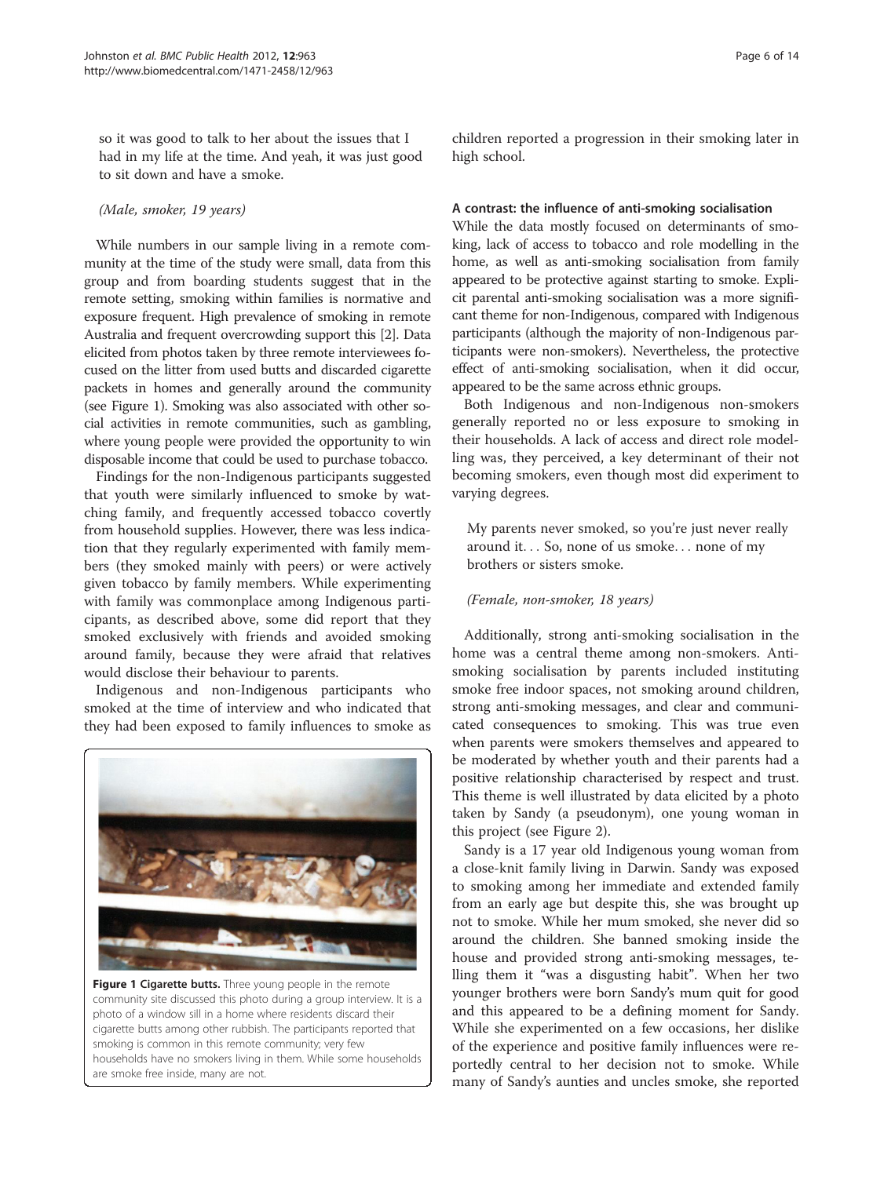so it was good to talk to her about the issues that I had in my life at the time. And yeah, it was just good to sit down and have a smoke.

*(Male, smoker, 19 years)*

While numbers in our sample living in a remote community at the time of the study were small, data from this group and from boarding students suggest that in the remote setting, smoking within families is normative and exposure frequent. High prevalence of smoking in remote Australia and frequent overcrowding support this [2]. Data elicited from photos taken by three remote interviewees focused on the litter from used butts and discarded cigarette packets in homes and generally around the community (see Figure 1). Smoking was also associated with other social activities in remote communities, such as gambling, where young people were provided the opportunity to win disposable income that could be used to purchase tobacco.

Findings for the non-Indigenous participants suggested that youth were similarly influenced to smoke by watching family, and frequently accessed tobacco covertly from household supplies. However, there was less indication that they regularly experimented with family members (they smoked mainly with peers) or were actively given tobacco by family members. While experimenting with family was commonplace among Indigenous participants, as described above, some did report that they smoked exclusively with friends and avoided smoking around family, because they were afraid that relatives would disclose their behaviour to parents.

Indigenous and non-Indigenous participants who smoked at the time of interview and who indicated that they had been exposed to family influences to smoke as children reported a progression in their smoking later in high school.

**Figure 1 Cigarette butts.** Three young people in the remote community site discussed this photo during a group interview. It is a photo of a window sill in a home where residents discard their cigarette butts among other rubbish. The participants reported that smoking is common in this remote community; very few households have no smokers living in them. While some households are smoke free inside, many are not.

### A contrast: the influence of anti-smoking socialisation

While the data mostly focused on determinants of smoking, lack of access to tobacco and role modelling in the home, as well as anti-smoking socialisation from family appeared to be protective against starting to smoke. Explicit parental anti-smoking socialisation was a more significant theme for non-Indigenous, compared with Indigenous participants (although the majority of non-Indigenous participants were non-smokers). Nevertheless, the protective effect of anti-smoking socialisation, when it did occur, appeared to be the same across ethnic groups.

Both Indigenous and non-Indigenous non-smokers generally reported no or less exposure to smoking in their households. A lack of access and direct role modelling was, they perceived, a key determinant of their not becoming smokers, even though most did experiment to varying degrees.

My parents never smoked, so you're just never really around it... So, none of us smoke... none of my brothers or sisters smoke.

*(Female, non-smoker, 18 years)*

Additionally, strong anti-smoking socialisation in the home was a central theme among non-smokers. Anti-smoking socialisation by parents included instituting smoke free indoor spaces, not smoking around children, strong anti-smoking messages, and clear and communicated consequences to smoking. This was true even when parents were smokers themselves and appeared to be moderated by whether youth and their parents had a positive relationship characterised by respect and trust. This theme is well illustrated by data elicited by a photo taken by Sandy (a pseudonym), one young woman in this project (see Figure 2).

Sandy is a 17 year old Indigenous young woman from a close-knit family living in Darwin. Sandy was exposed to smoking among her immediate and extended family from an early age but despite this, she was brought up not to smoke. While her mum smoked, she never did so around the children. She banned smoking inside the house and provided strong anti-smoking messages, telling them it "was a disgusting habit". When her two younger brothers were born Sandy's mum quit for good and this appeared to be a defining moment for Sandy. While she experimented on a few occasions, her dislike of the experience and positive family influences were reportedly central to her decision not to smoke. While many of Sandy's aunties and uncles smoke, she reported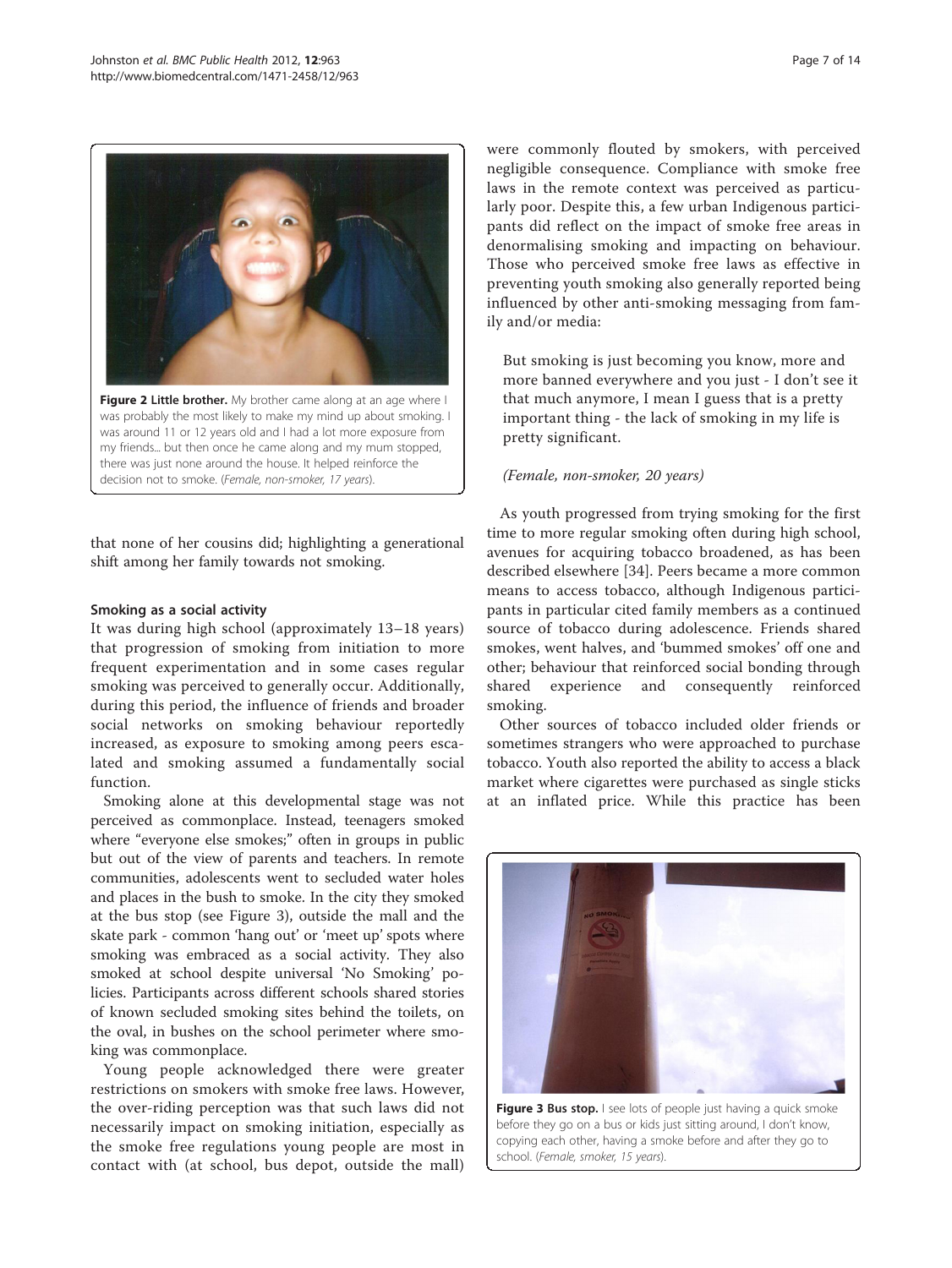**Figure 2 Little brother.** My brother came along at an age where I was probably the most likely to make my mind up about smoking. I was around 11 or 12 years old and I had a lot more exposure from my friends... but then once he came along and my mum stopped, there was just none around the house. It helped reinforce the decision not to smoke. (*Female, non-smoker, 17 years*).

that none of her cousins did; highlighting a generational shift among her family towards not smoking.

### Smoking as a social activity

It was during high school (approximately 13–18 years) that progression of smoking from initiation to more frequent experimentation and in some cases regular smoking was perceived to generally occur. Additionally, during this period, the influence of friends and broader social networks on smoking behaviour reportedly increased, as exposure to smoking among peers escalated and smoking assumed a fundamentally social function.

Smoking alone at this developmental stage was not perceived as commonplace. Instead, teenagers smoked where "everyone else smokes;" often in groups in public but out of the view of parents and teachers. In remote communities, adolescents went to secluded water holes and places in the bush to smoke. In the city they smoked at the bus stop (see Figure 3), outside the mall and the skate park - common 'hang out' or 'meet up' spots where smoking was embraced as a social activity. They also smoked at school despite universal 'No Smoking' policies. Participants across different schools shared stories of known secluded smoking sites behind the toilets, on the oval, in bushes on the school perimeter where smoking was commonplace.

Young people acknowledged there were greater restrictions on smokers with smoke free laws. However, the over-riding perception was that such laws did not necessarily impact on smoking initiation, especially as the smoke free regulations young people are most in contact with (at school, bus depot, outside the mall) were commonly flouted by smokers, with perceived negligible consequence. Compliance with smoke free laws in the remote context was perceived as particularly poor. Despite this, a few urban Indigenous participants did reflect on the impact of smoke free areas in denormalising smoking and impacting on behaviour. Those who perceived smoke free laws as effective in preventing youth smoking also generally reported being influenced by other anti-smoking messaging from family and/or media:

> But smoking is just becoming you know, more and more banned everywhere and you just - I don't see it that much anymore, I mean I guess that is a pretty important thing - the lack of smoking in my life is pretty significant.
>
> *(Female, non-smoker, 20 years)*

As youth progressed from trying smoking for the first time to more regular smoking often during high school, avenues for acquiring tobacco broadened, as has been described elsewhere [34]. Peers became a more common means to access tobacco, although Indigenous participants in particular cited family members as a continued source of tobacco during adolescence. Friends shared smokes, went halves, and 'bummed smokes' off one and other; behaviour that reinforced social bonding through shared experience and consequently reinforced smoking.

Other sources of tobacco included older friends or sometimes strangers who were approached to purchase tobacco. Youth also reported the ability to access a black market where cigarettes were purchased as single sticks at an inflated price. While this practice has been

**Figure 3 Bus stop.** I see lots of people just having a quick smoke before they go on a bus or kids just sitting around, I don't know, copying each other, having a smoke before and after they go to school. (*Female, smoker, 15 years*).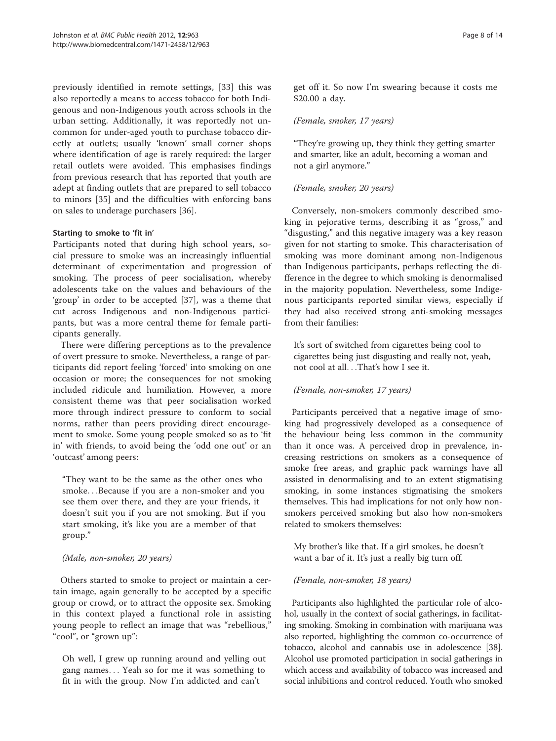previously identified in remote settings, [33] this was also reportedly a means to access tobacco for both Indigenous and non-Indigenous youth across schools in the urban setting. Additionally, it was reportedly not uncommon for under-aged youth to purchase tobacco directly at outlets; usually 'known' small corner shops where identification of age is rarely required: the larger retail outlets were avoided. This emphasises findings from previous research that has reported that youth are adept at finding outlets that are prepared to sell tobacco to minors [35] and the difficulties with enforcing bans on sales to underage purchasers [36].

#### Starting to smoke to 'fit in'

Participants noted that during high school years, social pressure to smoke was an increasingly influential determinant of experimentation and progression of smoking. The process of peer socialisation, whereby adolescents take on the values and behaviours of the 'group' in order to be accepted [37], was a theme that cut across Indigenous and non-Indigenous participants, but was a more central theme for female participants generally.

There were differing perceptions as to the prevalence of overt pressure to smoke. Nevertheless, a range of participants did report feeling 'forced' into smoking on one occasion or more; the consequences for not smoking included ridicule and humiliation. However, a more consistent theme was that peer socialisation worked more through indirect pressure to conform to social norms, rather than peers providing direct encouragement to smoke. Some young people smoked so as to 'fit in' with friends, to avoid being the 'odd one out' or an 'outcast' among peers:

> "They want to be the same as the other ones who smoke…Because if you are a non-smoker and you see them over there, and they are your friends, it doesn't suit you if you are not smoking. But if you start smoking, it's like you are a member of that group."
>
> *(Male, non-smoker, 20 years)*

Others started to smoke to project or maintain a certain image, again generally to be accepted by a specific group or crowd, or to attract the opposite sex. Smoking in this context played a functional role in assisting young people to reflect an image that was "rebellious," "cool", or "grown up":

> Oh well, I grew up running around and yelling out gang names… Yeah so for me it was something to fit in with the group. Now I'm addicted and can't get off it. So now I'm swearing because it costs me $20.00 a day.
>
> *(Female, smoker, 17 years)*

> "They're growing up, they think they getting smarter and smarter, like an adult, becoming a woman and not a girl anymore."
>
> *(Female, smoker, 20 years)*

Conversely, non-smokers commonly described smoking in pejorative terms, describing it as "gross," and "disgusting," and this negative imagery was a key reason given for not starting to smoke. This characterisation of smoking was more dominant among non-Indigenous than Indigenous participants, perhaps reflecting the difference in the degree to which smoking is denormalised in the majority population. Nevertheless, some Indigenous participants reported similar views, especially if they had also received strong anti-smoking messages from their families:

> It's sort of switched from cigarettes being cool to cigarettes being just disgusting and really not, yeah, not cool at all…That's how I see it.
>
> *(Female, non-smoker, 17 years)*

Participants perceived that a negative image of smoking had progressively developed as a consequence of the behaviour being less common in the community than it once was. A perceived drop in prevalence, increasing restrictions on smokers as a consequence of smoke free areas, and graphic pack warnings have all assisted in denormalising and to an extent stigmatising smoking, in some instances stigmatising the smokers themselves. This had implications for not only how non-smokers perceived smoking but also how non-smokers related to smokers themselves:

> My brother's like that. If a girl smokes, he doesn't want a bar of it. It's just a really big turn off.
>
> *(Female, non-smoker, 18 years)*

Participants also highlighted the particular role of alcohol, usually in the context of social gatherings, in facilitating smoking. Smoking in combination with marijuana was also reported, highlighting the common co-occurrence of tobacco, alcohol and cannabis use in adolescence [38]. Alcohol use promoted participation in social gatherings in which access and availability of tobacco was increased and social inhibitions and control reduced. Youth who smoked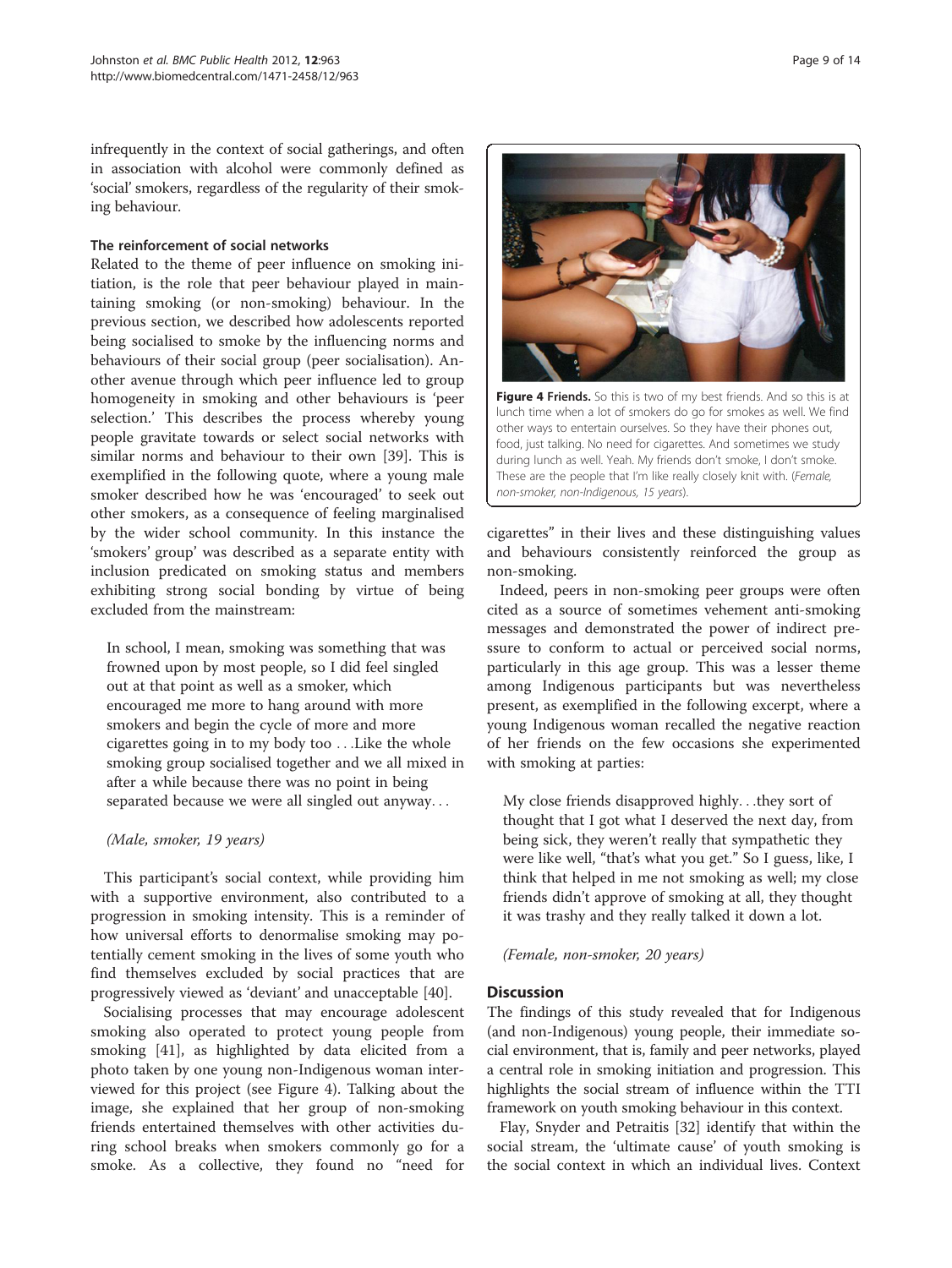infrequently in the context of social gatherings, and often in association with alcohol were commonly defined as 'social' smokers, regardless of the regularity of their smoking behaviour.

### The reinforcement of social networks

Related to the theme of peer influence on smoking initiation, is the role that peer behaviour played in maintaining smoking (or non-smoking) behaviour. In the previous section, we described how adolescents reported being socialised to smoke by the influencing norms and behaviours of their social group (peer socialisation). Another avenue through which peer influence led to group homogeneity in smoking and other behaviours is 'peer selection.' This describes the process whereby young people gravitate towards or select social networks with similar norms and behaviour to their own [39]. This is exemplified in the following quote, where a young male smoker described how he was 'encouraged' to seek out other smokers, as a consequence of feeling marginalised by the wider school community. In this instance the 'smokers' group' was described as a separate entity with inclusion predicated on smoking status and members exhibiting strong social bonding by virtue of being excluded from the mainstream:

> In school, I mean, smoking was something that was frowned upon by most people, so I did feel singled out at that point as well as a smoker, which encouraged me more to hang around with more smokers and begin the cycle of more and more cigarettes going in to my body too . . .Like the whole smoking group socialised together and we all mixed in after a while because there was no point in being separated because we were all singled out anyway. . .
>
> *(Male, smoker, 19 years)*

This participant's social context, while providing him with a supportive environment, also contributed to a progression in smoking intensity. This is a reminder of how universal efforts to denormalise smoking may potentially cement smoking in the lives of some youth who find themselves excluded by social practices that are progressively viewed as 'deviant' and unacceptable [40].

Socialising processes that may encourage adolescent smoking also operated to protect young people from smoking [41], as highlighted by data elicited from a photo taken by one young non-Indigenous woman interviewed for this project (see Figure 4). Talking about the image, she explained that her group of non-smoking friends entertained themselves with other activities during school breaks when smokers commonly go for a smoke. As a collective, they found no "need for cigarettes" in their lives and these distinguishing values and behaviours consistently reinforced the group as non-smoking.

**Figure 4 Friends.** So this is two of my best friends. And so this is at lunch time when a lot of smokers do go for smokes as well. We find other ways to entertain ourselves. So they have their phones out, food, just talking. No need for cigarettes. And sometimes we study during lunch as well. Yeah. My friends don't smoke, I don't smoke. These are the people that I'm like really closely knit with. (*Female, non-smoker, non-Indigenous, 15 years*).

Indeed, peers in non-smoking peer groups were often cited as a source of sometimes vehement anti-smoking messages and demonstrated the power of indirect pressure to conform to actual or perceived social norms, particularly in this age group. This was a lesser theme among Indigenous participants but was nevertheless present, as exemplified in the following excerpt, where a young Indigenous woman recalled the negative reaction of her friends on the few occasions she experimented with smoking at parties:

> My close friends disapproved highly. . .they sort of thought that I got what I deserved the next day, from being sick, they weren't really that sympathetic they were like well, "that's what you get." So I guess, like, I think that helped in me not smoking as well; my close friends didn't approve of smoking at all, they thought it was trashy and they really talked it down a lot.
>
> *(Female, non-smoker, 20 years)*

## Discussion

The findings of this study revealed that for Indigenous (and non-Indigenous) young people, their immediate social environment, that is, family and peer networks, played a central role in smoking initiation and progression. This highlights the social stream of influence within the TTI framework on youth smoking behaviour in this context.

Flay, Snyder and Petraitis [32] identify that within the social stream, the 'ultimate cause' of youth smoking is the social context in which an individual lives. Context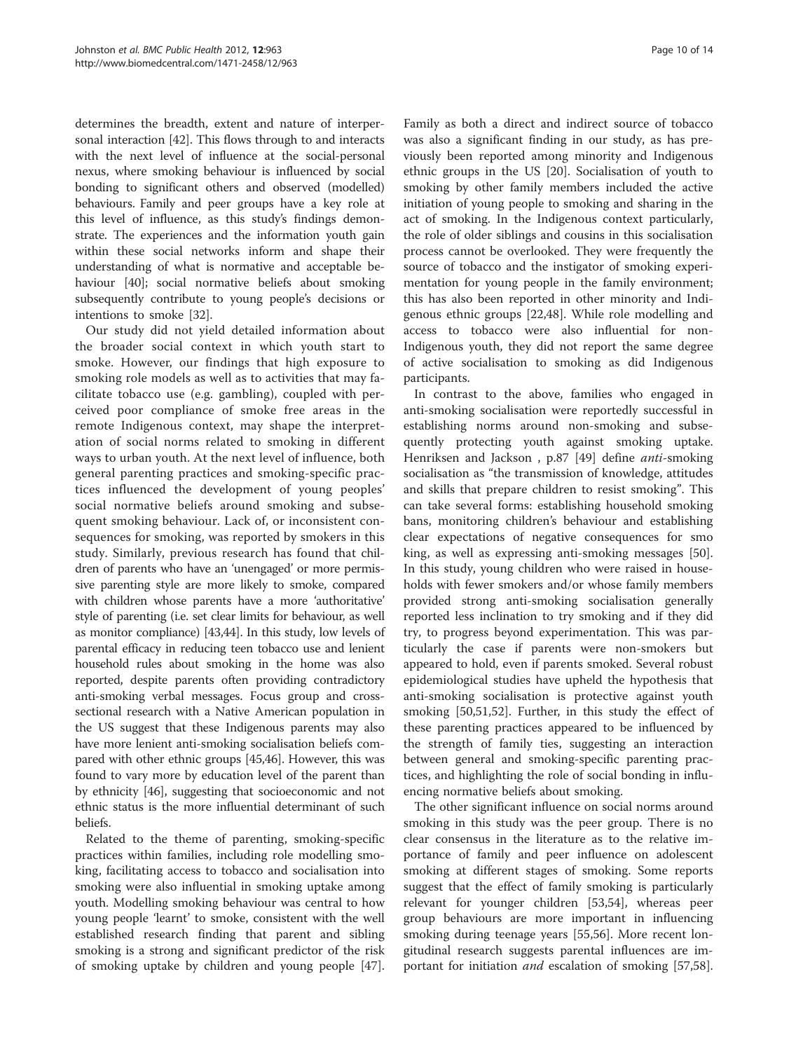determines the breadth, extent and nature of interpersonal interaction [42]. This flows through to and interacts with the next level of influence at the social-personal nexus, where smoking behaviour is influenced by social bonding to significant others and observed (modelled) behaviours. Family and peer groups have a key role at this level of influence, as this study's findings demonstrate. The experiences and the information youth gain within these social networks inform and shape their understanding of what is normative and acceptable behaviour [40]; social normative beliefs about smoking subsequently contribute to young people's decisions or intentions to smoke [32].

Our study did not yield detailed information about the broader social context in which youth start to smoke. However, our findings that high exposure to smoking role models as well as to activities that may facilitate tobacco use (e.g. gambling), coupled with perceived poor compliance of smoke free areas in the remote Indigenous context, may shape the interpretation of social norms related to smoking in different ways to urban youth. At the next level of influence, both general parenting practices and smoking-specific practices influenced the development of young peoples' social normative beliefs around smoking and subsequent smoking behaviour. Lack of, or inconsistent consequences for smoking, was reported by smokers in this study. Similarly, previous research has found that children of parents who have an 'unengaged' or more permissive parenting style are more likely to smoke, compared with children whose parents have a more 'authoritative' style of parenting (i.e. set clear limits for behaviour, as well as monitor compliance) [43,44]. In this study, low levels of parental efficacy in reducing teen tobacco use and lenient household rules about smoking in the home was also reported, despite parents often providing contradictory anti-smoking verbal messages. Focus group and cross-sectional research with a Native American population in the US suggest that these Indigenous parents may also have more lenient anti-smoking socialisation beliefs compared with other ethnic groups [45,46]. However, this was found to vary more by education level of the parent than by ethnicity [46], suggesting that socioeconomic and not ethnic status is the more influential determinant of such beliefs.

Related to the theme of parenting, smoking-specific practices within families, including role modelling smoking, facilitating access to tobacco and socialisation into smoking were also influential in smoking uptake among youth. Modelling smoking behaviour was central to how young people 'learnt' to smoke, consistent with the well established research finding that parent and sibling smoking is a strong and significant predictor of the risk of smoking uptake by children and young people [47]. Family as both a direct and indirect source of tobacco was also a significant finding in our study, as has previously been reported among minority and Indigenous ethnic groups in the US [20]. Socialisation of youth to smoking by other family members included the active initiation of young people to smoking and sharing in the act of smoking. In the Indigenous context particularly, the role of older siblings and cousins in this socialisation process cannot be overlooked. They were frequently the source of tobacco and the instigator of smoking experimentation for young people in the family environment; this has also been reported in other minority and Indigenous ethnic groups [22,48]. While role modelling and access to tobacco were also influential for non-Indigenous youth, they did not report the same degree of active socialisation to smoking as did Indigenous participants.

In contrast to the above, families who engaged in anti-smoking socialisation were reportedly successful in establishing norms around non-smoking and subsequently protecting youth against smoking uptake. Henriksen and Jackson , p.87 [49] define *anti*-smoking socialisation as "the transmission of knowledge, attitudes and skills that prepare children to resist smoking". This can take several forms: establishing household smoking bans, monitoring children's behaviour and establishing clear expectations of negative consequences for smo king, as well as expressing anti-smoking messages [50]. In this study, young children who were raised in households with fewer smokers and/or whose family members provided strong anti-smoking socialisation generally reported less inclination to try smoking and if they did try, to progress beyond experimentation. This was particularly the case if parents were non-smokers but appeared to hold, even if parents smoked. Several robust epidemiological studies have upheld the hypothesis that anti-smoking socialisation is protective against youth smoking [50,51,52]. Further, in this study the effect of these parenting practices appeared to be influenced by the strength of family ties, suggesting an interaction between general and smoking-specific parenting practices, and highlighting the role of social bonding in influencing normative beliefs about smoking.

The other significant influence on social norms around smoking in this study was the peer group. There is no clear consensus in the literature as to the relative importance of family and peer influence on adolescent smoking at different stages of smoking. Some reports suggest that the effect of family smoking is particularly relevant for younger children [53,54], whereas peer group behaviours are more important in influencing smoking during teenage years [55,56]. More recent longitudinal research suggests parental influences are important for initiation *and* escalation of smoking [57,58].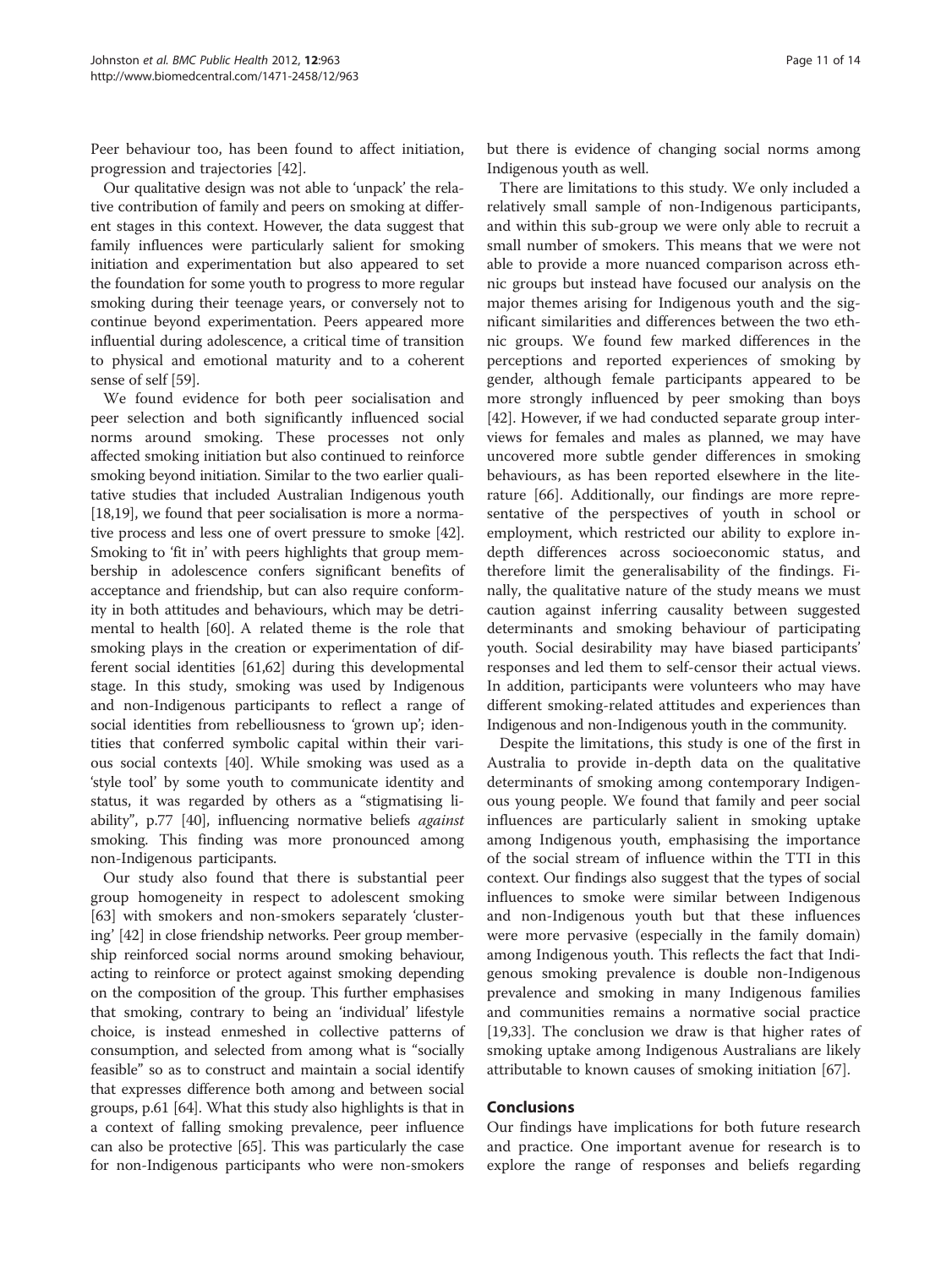Peer behaviour too, has been found to affect initiation, progression and trajectories [42].

Our qualitative design was not able to 'unpack' the relative contribution of family and peers on smoking at different stages in this context. However, the data suggest that family influences were particularly salient for smoking initiation and experimentation but also appeared to set the foundation for some youth to progress to more regular smoking during their teenage years, or conversely not to continue beyond experimentation. Peers appeared more influential during adolescence, a critical time of transition to physical and emotional maturity and to a coherent sense of self [59].

We found evidence for both peer socialisation and peer selection and both significantly influenced social norms around smoking. These processes not only affected smoking initiation but also continued to reinforce smoking beyond initiation. Similar to the two earlier qualitative studies that included Australian Indigenous youth [18,19], we found that peer socialisation is more a normative process and less one of overt pressure to smoke [42]. Smoking to 'fit in' with peers highlights that group membership in adolescence confers significant benefits of acceptance and friendship, but can also require conformity in both attitudes and behaviours, which may be detrimental to health [60]. A related theme is the role that smoking plays in the creation or experimentation of different social identities [61,62] during this developmental stage. In this study, smoking was used by Indigenous and non-Indigenous participants to reflect a range of social identities from rebelliousness to 'grown up'; identities that conferred symbolic capital within their various social contexts [40]. While smoking was used as a 'style tool' by some youth to communicate identity and status, it was regarded by others as a "stigmatising liability", p.77 [40], influencing normative beliefs *against* smoking. This finding was more pronounced among non-Indigenous participants.

Our study also found that there is substantial peer group homogeneity in respect to adolescent smoking [63] with smokers and non-smokers separately 'clustering' [42] in close friendship networks. Peer group membership reinforced social norms around smoking behaviour, acting to reinforce or protect against smoking depending on the composition of the group. This further emphasises that smoking, contrary to being an 'individual' lifestyle choice, is instead enmeshed in collective patterns of consumption, and selected from among what is "socially feasible" so as to construct and maintain a social identify that expresses difference both among and between social groups, p.61 [64]. What this study also highlights is that in a context of falling smoking prevalence, peer influence can also be protective [65]. This was particularly the case for non-Indigenous participants who were non-smokers but there is evidence of changing social norms among Indigenous youth as well.

There are limitations to this study. We only included a relatively small sample of non-Indigenous participants, and within this sub-group we were only able to recruit a small number of smokers. This means that we were not able to provide a more nuanced comparison across ethnic groups but instead have focused our analysis on the major themes arising for Indigenous youth and the significant similarities and differences between the two ethnic groups. We found few marked differences in the perceptions and reported experiences of smoking by gender, although female participants appeared to be more strongly influenced by peer smoking than boys [42]. However, if we had conducted separate group interviews for females and males as planned, we may have uncovered more subtle gender differences in smoking behaviours, as has been reported elsewhere in the literature [66]. Additionally, our findings are more representative of the perspectives of youth in school or employment, which restricted our ability to explore in-depth differences across socioeconomic status, and therefore limit the generalisability of the findings. Finally, the qualitative nature of the study means we must caution against inferring causality between suggested determinants and smoking behaviour of participating youth. Social desirability may have biased participants' responses and led them to self-censor their actual views. In addition, participants were volunteers who may have different smoking-related attitudes and experiences than Indigenous and non-Indigenous youth in the community.

Despite the limitations, this study is one of the first in Australia to provide in-depth data on the qualitative determinants of smoking among contemporary Indigenous young people. We found that family and peer social influences are particularly salient in smoking uptake among Indigenous youth, emphasising the importance of the social stream of influence within the TTI in this context. Our findings also suggest that the types of social influences to smoke were similar between Indigenous and non-Indigenous youth but that these influences were more pervasive (especially in the family domain) among Indigenous youth. This reflects the fact that Indigenous smoking prevalence is double non-Indigenous prevalence and smoking in many Indigenous families and communities remains a normative social practice [19,33]. The conclusion we draw is that higher rates of smoking uptake among Indigenous Australians are likely attributable to known causes of smoking initiation [67].

## Conclusions

Our findings have implications for both future research and practice. One important avenue for research is to explore the range of responses and beliefs regarding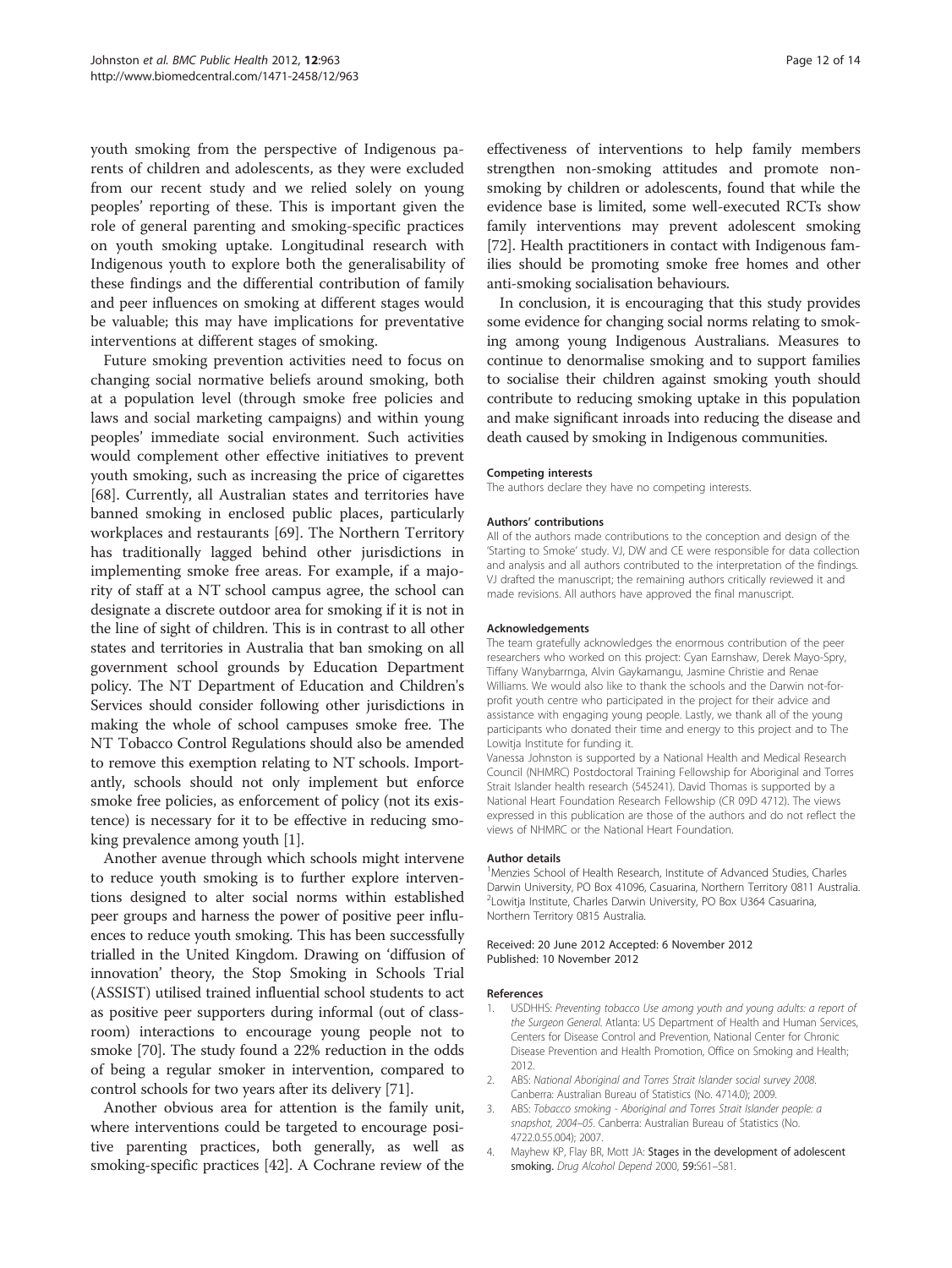youth smoking from the perspective of Indigenous parents of children and adolescents, as they were excluded from our recent study and we relied solely on young peoples' reporting of these. This is important given the role of general parenting and smoking-specific practices on youth smoking uptake. Longitudinal research with Indigenous youth to explore both the generalisability of these findings and the differential contribution of family and peer influences on smoking at different stages would be valuable; this may have implications for preventative interventions at different stages of smoking.

Future smoking prevention activities need to focus on changing social normative beliefs around smoking, both at a population level (through smoke free policies and laws and social marketing campaigns) and within young peoples' immediate social environment. Such activities would complement other effective initiatives to prevent youth smoking, such as increasing the price of cigarettes [68]. Currently, all Australian states and territories have banned smoking in enclosed public places, particularly workplaces and restaurants [69]. The Northern Territory has traditionally lagged behind other jurisdictions in implementing smoke free areas. For example, if a majority of staff at a NT school campus agree, the school can designate a discrete outdoor area for smoking if it is not in the line of sight of children. This is in contrast to all other states and territories in Australia that ban smoking on all government school grounds by Education Department policy. The NT Department of Education and Children's Services should consider following other jurisdictions in making the whole of school campuses smoke free. The NT Tobacco Control Regulations should also be amended to remove this exemption relating to NT schools. Importantly, schools should not only implement but enforce smoke free policies, as enforcement of policy (not its existence) is necessary for it to be effective in reducing smoking prevalence among youth [1].

Another avenue through which schools might intervene to reduce youth smoking is to further explore interventions designed to alter social norms within established peer groups and harness the power of positive peer influences to reduce youth smoking. This has been successfully trialled in the United Kingdom. Drawing on 'diffusion of innovation' theory, the Stop Smoking in Schools Trial (ASSIST) utilised trained influential school students to act as positive peer supporters during informal (out of classroom) interactions to encourage young people not to smoke [70]. The study found a 22% reduction in the odds of being a regular smoker in intervention, compared to control schools for two years after its delivery [71].

Another obvious area for attention is the family unit, where interventions could be targeted to encourage positive parenting practices, both generally, as well as smoking-specific practices [42]. A Cochrane review of the effectiveness of interventions to help family members strengthen non-smoking attitudes and promote non-smoking by children or adolescents, found that while the evidence base is limited, some well-executed RCTs show family interventions may prevent adolescent smoking [72]. Health practitioners in contact with Indigenous families should be promoting smoke free homes and other anti-smoking socialisation behaviours.

In conclusion, it is encouraging that this study provides some evidence for changing social norms relating to smoking among young Indigenous Australians. Measures to continue to denormalise smoking and to support families to socialise their children against smoking youth should contribute to reducing smoking uptake in this population and make significant inroads into reducing the disease and death caused by smoking in Indigenous communities.

#### Competing interests

The authors declare they have no competing interests.

#### Authors' contributions

All of the authors made contributions to the conception and design of the 'Starting to Smoke' study. VJ, DW and CE were responsible for data collection and analysis and all authors contributed to the interpretation of the findings. VJ drafted the manuscript; the remaining authors critically reviewed it and made revisions. All authors have approved the final manuscript.

#### Acknowledgements

The team gratefully acknowledges the enormous contribution of the peer researchers who worked on this project: Cyan Earnshaw, Derek Mayo-Spry, Tiffany Wanybarrnga, Alvin Gaykamangu, Jasmine Christie and Renae Williams. We would also like to thank the schools and the Darwin not-for-profit youth centre who participated in the project for their advice and assistance with engaging young people. Lastly, we thank all of the young participants who donated their time and energy to this project and to The Lowitja Institute for funding it.

Vanessa Johnston is supported by a National Health and Medical Research Council (NHMRC) Postdoctoral Training Fellowship for Aboriginal and Torres Strait Islander health research (545241). David Thomas is supported by a National Heart Foundation Research Fellowship (CR 09D 4712). The views expressed in this publication are those of the authors and do not reflect the views of NHMRC or the National Heart Foundation.

#### Author details

[1]Menzies School of Health Research, Institute of Advanced Studies, Charles Darwin University, PO Box 41096, Casuarina, Northern Territory 0811 Australia. [2]Lowitja Institute, Charles Darwin University, PO Box U364 Casuarina, Northern Territory 0815 Australia.

Received: 20 June 2012 Accepted: 6 November 2012
Published: 10 November 2012

#### References

1. USDHHS: *Preventing tobacco Use among youth and young adults: a report of the Surgeon General*. Atlanta: US Department of Health and Human Services, Centers for Disease Control and Prevention, National Center for Chronic Disease Prevention and Health Promotion, Office on Smoking and Health; 2012.
2. ABS: *National Aboriginal and Torres Strait Islander social survey 2008*. Canberra: Australian Bureau of Statistics (No. 4714.0); 2009.
3. ABS: *Tobacco smoking - Aboriginal and Torres Strait Islander people: a snapshot, 2004–05*. Canberra: Australian Bureau of Statistics (No. 4722.0.55.004); 2007.
4. Mayhew KP, Flay BR, Mott JA: **Stages in the development of adolescent smoking.** *Drug Alcohol Depend* 2000, **59:**S61–S81.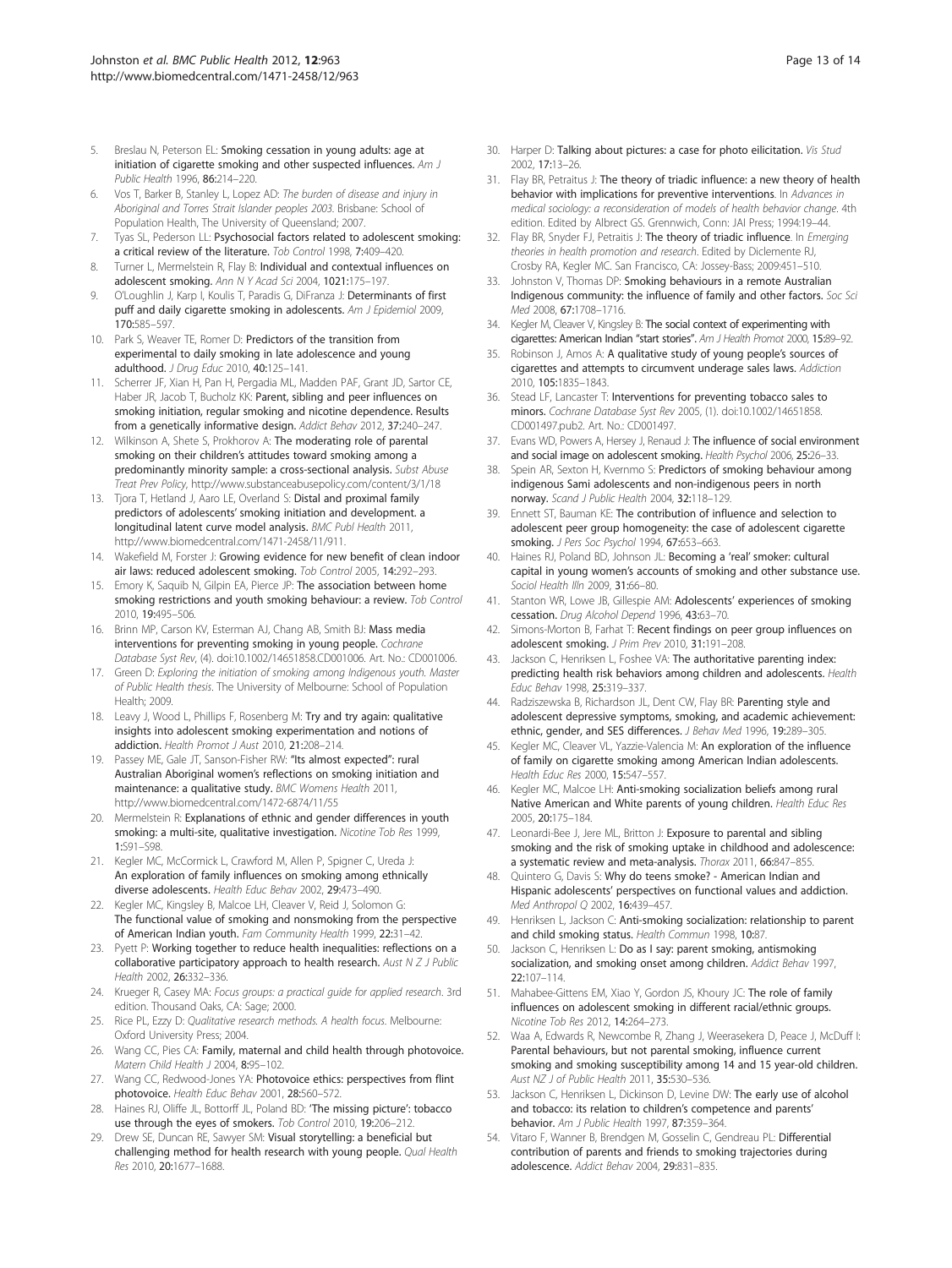5. Breslau N, Peterson EL: **Smoking cessation in young adults: age at initiation of cigarette smoking and other suspected influences.** *Am J Public Health* 1996, **86:**214–220.
6. Vos T, Barker B, Stanley L, Lopez AD: *The burden of disease and injury in Aboriginal and Torres Strait Islander peoples 2003*. Brisbane: School of Population Health, The University of Queensland; 2007.
7. Tyas SL, Pederson LL: **Psychosocial factors related to adolescent smoking: a critical review of the literature.** *Tob Control* 1998, **7:**409–420.
8. Turner L, Mermelstein R, Flay B: **Individual and contextual influences on adolescent smoking.** *Ann N Y Acad Sci* 2004, **1021:**175–197.
9. O'Loughlin J, Karp I, Koulis T, Paradis G, DiFranza J: **Determinants of first puff and daily cigarette smoking in adolescents.** *Am J Epidemiol* 2009, **170:**585–597.
10. Park S, Weaver TE, Romer D: **Predictors of the transition from experimental to daily smoking in late adolescence and young adulthood.** *J Drug Educ* 2010, **40:**125–141.
11. Scherrer JF, Xian H, Pan H, Pergadia ML, Madden PAF, Grant JD, Sartor CE, Haber JR, Jacob T, Bucholz KK: **Parent, sibling and peer influences on smoking initiation, regular smoking and nicotine dependence. Results from a genetically informative design.** *Addict Behav* 2012, **37:**240–247.
12. Wilkinson A, Shete S, Prokhorov A: **The moderating role of parental smoking on their children's attitudes toward smoking among a predominantly minority sample: a cross-sectional analysis.** *Subst Abuse Treat Prev Policy*, http://www.substanceabusepolicy.com/content/3/1/18
13. Tjora T, Hetland J, Aaro LE, Overland S: **Distal and proximal family predictors of adolescents' smoking initiation and development. a longitudinal latent curve model analysis.** *BMC Publ Health* 2011, http://www.biomedcentral.com/1471-2458/11/911.
14. Wakefield M, Forster J: **Growing evidence for new benefit of clean indoor air laws: reduced adolescent smoking.** *Tob Control* 2005, **14:**292–293.
15. Emory K, Saquib N, Gilpin EA, Pierce JP: **The association between home smoking restrictions and youth smoking behaviour: a review.** *Tob Control* 2010, **19:**495–506.
16. Brinn MP, Carson KV, Esterman AJ, Chang AB, Smith BJ: **Mass media interventions for preventing smoking in young people.** *Cochrane Database Syst Rev*, (4). doi:10.1002/14651858.CD001006. Art. No.: CD001006.
17. Green D: *Exploring the initiation of smoking among Indigenous youth. Master of Public Health thesis*. The University of Melbourne: School of Population Health; 2009.
18. Leavy J, Wood L, Phillips F, Rosenberg M: **Try and try again: qualitative insights into adolescent smoking experimentation and notions of addiction.** *Health Promot J Aust* 2010, **21:**208–214.
19. Passey ME, Gale JT, Sanson-Fisher RW: **"Its almost expected": rural Australian Aboriginal women's reflections on smoking initiation and maintenance: a qualitative study.** *BMC Womens Health* 2011, http://www.biomedcentral.com/1472-6874/11/55
20. Mermelstein R: **Explanations of ethnic and gender differences in youth smoking: a multi-site, qualitative investigation.** *Nicotine Tob Res* 1999, **1:**S91–S98.
21. Kegler MC, McCormick L, Crawford M, Allen P, Spigner C, Ureda J: **An exploration of family influences on smoking among ethnically diverse adolescents.** *Health Educ Behav* 2002, **29:**473–490.
22. Kegler MC, Kingsley B, Malcoe LH, Cleaver V, Reid J, Solomon G: **The functional value of smoking and nonsmoking from the perspective of American Indian youth.** *Fam Community Health* 1999, **22:**31–42.
23. Pyett P: **Working together to reduce health inequalities: reflections on a collaborative participatory approach to health research.** *Aust N Z J Public Health* 2002, **26:**332–336.
24. Krueger R, Casey MA: *Focus groups: a practical guide for applied research*. 3rd edition. Thousand Oaks, CA: Sage; 2000.
25. Rice PL, Ezzy D: *Qualitative research methods. A health focus*. Melbourne: Oxford University Press; 2004.
26. Wang CC, Pies CA: **Family, maternal and child health through photovoice.** *Matern Child Health J* 2004, **8:**95–102.
27. Wang CC, Redwood-Jones YA: **Photovoice ethics: perspectives from flint photovoice.** *Health Educ Behav* 2001, **28:**560–572.
28. Haines RJ, Oliffe JL, Bottorff JL, Poland BD: **'The missing picture': tobacco use through the eyes of smokers.** *Tob Control* 2010, **19:**206–212.
29. Drew SE, Duncan RE, Sawyer SM: **Visual storytelling: a beneficial but challenging method for health research with young people.** *Qual Health Res* 2010, **20:**1677–1688.
30. Harper D: **Talking about pictures: a case for photo eilicitation.** *Vis Stud* 2002, **17:**13–26.
31. Flay BR, Petraitus J: **The theory of triadic influence: a new theory of health behavior with implications for preventive interventions.** In *Advances in medical sociology: a reconsideration of models of health behavior change*. 4th edition. Edited by Albrect GS. Grennwich, Conn: JAI Press; 1994:19–44.
32. Flay BR, Snyder FJ, Petraitis J: **The theory of triadic influence.** In *Emerging theories in health promotion and research*. Edited by Diclemente RJ, Crosby RA, Kegler MC. San Francisco, CA: Jossey-Bass; 2009:451–510.
33. Johnston V, Thomas DP: **Smoking behaviours in a remote Australian Indigenous community: the influence of family and other factors.** *Soc Sci Med* 2008, **67:**1708–1716.
34. Kegler M, Cleaver V, Kingsley B: **The social context of experimenting with cigarettes: American Indian "start stories".** *Am J Health Promot* 2000, **15:**89–92.
35. Robinson J, Amos A: **A qualitative study of young people's sources of cigarettes and attempts to circumvent underage sales laws.** *Addiction* 2010, **105:**1835–1843.
36. Stead LF, Lancaster T: **Interventions for preventing tobacco sales to minors.** *Cochrane Database Syst Rev* 2005, (1). doi:10.1002/14651858.CD001497.pub2. Art. No.: CD001497.
37. Evans WD, Powers A, Hersey J, Renaud J: **The influence of social environment and social image on adolescent smoking.** *Health Psychol* 2006, **25:**26–33.
38. Spein AR, Sexton H, Kvernmo S: **Predictors of smoking behaviour among indigenous Sami adolescents and non-indigenous peers in north norway.** *Scand J Public Health* 2004, **32:**118–129.
39. Ennett ST, Bauman KE: **The contribution of influence and selection to adolescent peer group homogeneity: the case of adolescent cigarette smoking.** *J Pers Soc Psychol* 1994, **67:**653–663.
40. Haines RJ, Poland BD, Johnson JL: **Becoming a 'real' smoker: cultural capital in young women's accounts of smoking and other substance use.** *Sociol Health Illn* 2009, **31:**66–80.
41. Stanton WR, Lowe JB, Gillespie AM: **Adolescents' experiences of smoking cessation.** *Drug Alcohol Depend* 1996, **43:**63–70.
42. Simons-Morton B, Farhat T: **Recent findings on peer group influences on adolescent smoking.** *J Prim Prev* 2010, **31:**191–208.
43. Jackson C, Henriksen L, Foshee VA: **The authoritative parenting index: predicting health risk behaviors among children and adolescents.** *Health Educ Behav* 1998, **25:**319–337.
44. Radziszewska B, Richardson JL, Dent CW, Flay BR: **Parenting style and adolescent depressive symptoms, smoking, and academic achievement: ethnic, gender, and SES differences.** *J Behav Med* 1996, **19:**289–305.
45. Kegler MC, Cleaver VL, Yazzie-Valencia M: **An exploration of the influence of family on cigarette smoking among American Indian adolescents.** *Health Educ Res* 2000, **15:**547–557.
46. Kegler MC, Malcoe LH: **Anti-smoking socialization beliefs among rural Native American and White parents of young children.** *Health Educ Res* 2005, **20:**175–184.
47. Leonardi-Bee J, Jere ML, Britton J: **Exposure to parental and sibling smoking and the risk of smoking uptake in childhood and adolescence: a systematic review and meta-analysis.** *Thorax* 2011, **66:**847–855.
48. Quintero G, Davis S: **Why do teens smoke? - American Indian and Hispanic adolescents' perspectives on functional values and addiction.** *Med Anthropol Q* 2002, **16:**439–457.
49. Henriksen L, Jackson C: **Anti-smoking socialization: relationship to parent and child smoking status.** *Health Commun* 1998, **10:**87.
50. Jackson C, Henriksen L: **Do as I say: parent smoking, antismoking socialization, and smoking onset among children.** *Addict Behav* 1997, **22:**107–114.
51. Mahabee-Gittens EM, Xiao Y, Gordon JS, Khoury JC: **The role of family influences on adolescent smoking in different racial/ethnic groups.** *Nicotine Tob Res* 2012, **14:**264–273.
52. Waa A, Edwards R, Newcombe R, Zhang J, Weerasekera D, Peace J, McDuff I: **Parental behaviours, but not parental smoking, influence current smoking and smoking susceptibility among 14 and 15 year-old children.** *Aust NZ J of Public Health* 2011, **35:**530–536.
53. Jackson C, Henriksen L, Dickinson D, Levine DW: **The early use of alcohol and tobacco: its relation to children's competence and parents' behavior.** *Am J Public Health* 1997, **87:**359–364.
54. Vitaro F, Wanner B, Brendgen M, Gosselin C, Gendreau PL: **Differential contribution of parents and friends to smoking trajectories during adolescence.** *Addict Behav* 2004, **29:**831–835.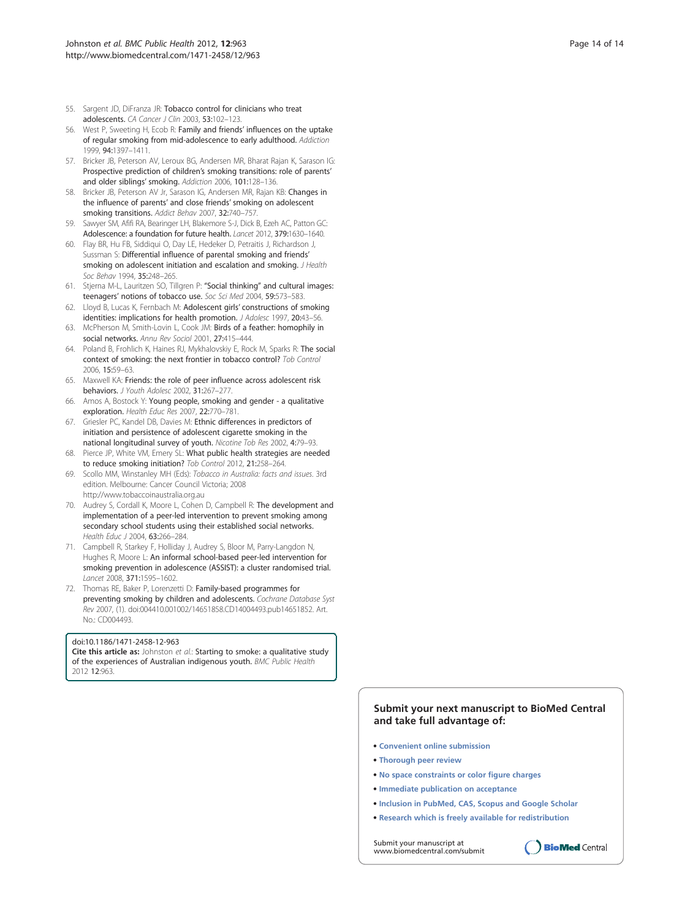55. Sargent JD, DiFranza JR: **Tobacco control for clinicians who treat adolescents.** *CA Cancer J Clin* 2003, **53**:102–123.
56. West P, Sweeting H, Ecob R: **Family and friends' influences on the uptake of regular smoking from mid-adolescence to early adulthood.** *Addiction* 1999, **94**:1397–1411.
57. Bricker JB, Peterson AV, Leroux BG, Andersen MR, Bharat Rajan K, Sarason IG: **Prospective prediction of children's smoking transitions: role of parents' and older siblings' smoking.** *Addiction* 2006, **101**:128–136.
58. Bricker JB, Peterson AV Jr, Sarason IG, Andersen MR, Rajan KB: **Changes in the influence of parents' and close friends' smoking on adolescent smoking transitions.** *Addict Behav* 2007, **32**:740–757.
59. Sawyer SM, Afifi RA, Bearinger LH, Blakemore S-J, Dick B, Ezeh AC, Patton GC: **Adolescence: a foundation for future health.** *Lancet* 2012, **379**:1630–1640.
60. Flay BR, Hu FB, Siddiqui O, Day LE, Hedeker D, Petraitis J, Richardson J, Sussman S: **Differential influence of parental smoking and friends' smoking on adolescent initiation and escalation and smoking.** *J Health Soc Behav* 1994, **35**:248–265.
61. Stjerna M-L, Lauritzen SO, Tillgren P: **"Social thinking" and cultural images: teenagers' notions of tobacco use.** *Soc Sci Med* 2004, **59**:573–583.
62. Lloyd B, Lucas K, Fernbach M: **Adolescent girls' constructions of smoking identities: implications for health promotion.** *J Adolesc* 1997, **20**:43–56.
63. McPherson M, Smith-Lovin L, Cook JM: **Birds of a feather: homophily in social networks.** *Annu Rev Sociol* 2001, **27**:415–444.
64. Poland B, Frohlich K, Haines RJ, Mykhalovskiy E, Rock M, Sparks R: **The social context of smoking: the next frontier in tobacco control?** *Tob Control* 2006, **15**:59–63.
65. Maxwell KA: **Friends: the role of peer influence across adolescent risk behaviors.** *J Youth Adolesc* 2002, **31**:267–277.
66. Amos A, Bostock Y: **Young people, smoking and gender - a qualitative exploration.** *Health Educ Res* 2007, **22**:770–781.
67. Griesler PC, Kandel DB, Davies M: **Ethnic differences in predictors of initiation and persistence of adolescent cigarette smoking in the national longitudinal survey of youth.** *Nicotine Tob Res* 2002, **4**:79–93.
68. Pierce JP, White VM, Emery SL: **What public health strategies are needed to reduce smoking initiation?** *Tob Control* 2012, **21**:258–264.
69. Scollo MM, Winstanley MH (Eds): *Tobacco in Australia: facts and issues*. 3rd edition. Melbourne: Cancer Council Victoria; 2008 http://www.tobaccoinaustralia.org.au
70. Audrey S, Cordall K, Moore L, Cohen D, Campbell R: **The development and implementation of a peer-led intervention to prevent smoking among secondary school students using their established social networks.** *Health Educ J* 2004, **63**:266–284.
71. Campbell R, Starkey F, Holliday J, Audrey S, Bloor M, Parry-Langdon N, Hughes R, Moore L: **An informal school-based peer-led intervention for smoking prevention in adolescence (ASSIST): a cluster randomised trial.** *Lancet* 2008, **371**:1595–1602.
72. Thomas RE, Baker P, Lorenzetti D: **Family-based programmes for preventing smoking by children and adolescents.** *Cochrane Database Syst Rev* 2007, (1). doi:004410.001002/14651858.CD14004493.pub14651852. Art. No.: CD004493.

doi:10.1186/1471-2458-12-963
**Cite this article as:** Johnston *et al.*: Starting to smoke: a qualitative study of the experiences of Australian indigenous youth. *BMC Public Health* 2012 **12**:963.

**Submit your next manuscript to BioMed Central and take full advantage of:**

- **Convenient online submission**
- **Thorough peer review**
- **No space constraints or color figure charges**
- **Immediate publication on acceptance**
- **Inclusion in PubMed, CAS, Scopus and Google Scholar**
- **Research which is freely available for redistribution**

Submit your manuscript at
www.biomedcentral.com/submit

BioMed Central